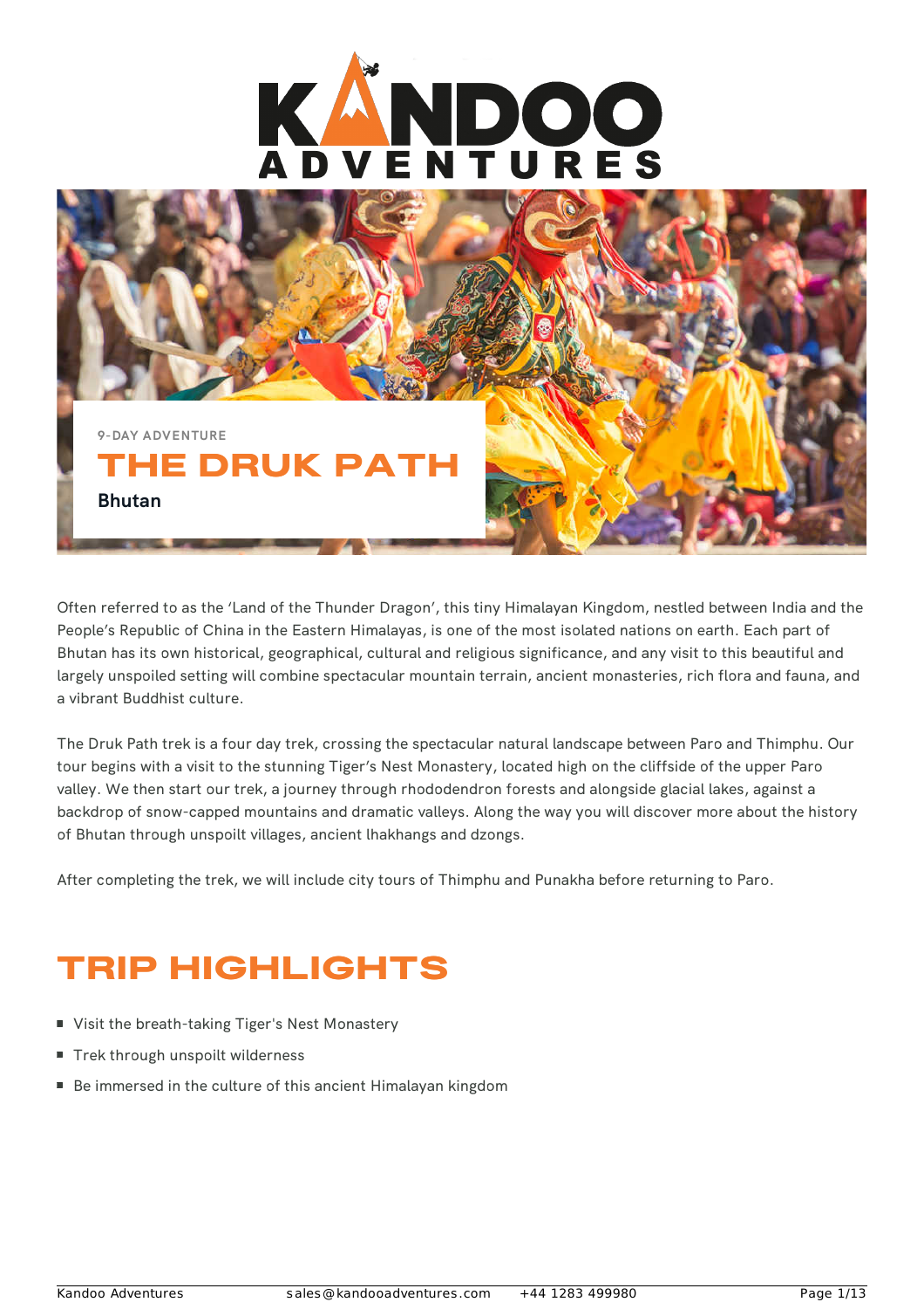9-DAY ADVENTURE

# THE DRUK PATH

**Bhutan**

Often referred to as the 'Land of the Thunder Dragon', this tiny Himalayan Kingdom, nestled between India and the People's Republic of China in the Eastern Himalayas, is one of the most isolated nations on earth. Each part of Bhutan has its own historical, geographical, cultural and religious significance, and any visit to this beautiful and largely unspoiled setting will combine spectacular mountain terrain, ancient monasteries, rich flora and fauna, and a vibrant Buddhist culture.

The Druk Path trek is a four day trek, crossing the spectacular natural landscape between Paro and Thimphu. Our tour begins with a visit to the stunning Tiger's Nest Monastery, located high on the cliffside of the upper Paro valley. We then start our trek, a journey through rhododendron forests and alongside glacial lakes, against a backdrop of snow-capped mountains and dramatic valleys. Along the way you will discover more about the history of Bhutan through unspoilt villages, ancient lhakhangs and dzongs.

After completing the trek, we will include city tours of Thimphu and Punakha before returning to Paro.

## TRIP HIGHLIGHTS

- Visit the breath-taking Tiger's Nest Monastery
- Trek through unspoilt wilderness
- Be immersed in the culture of this ancient Himalayan kingdom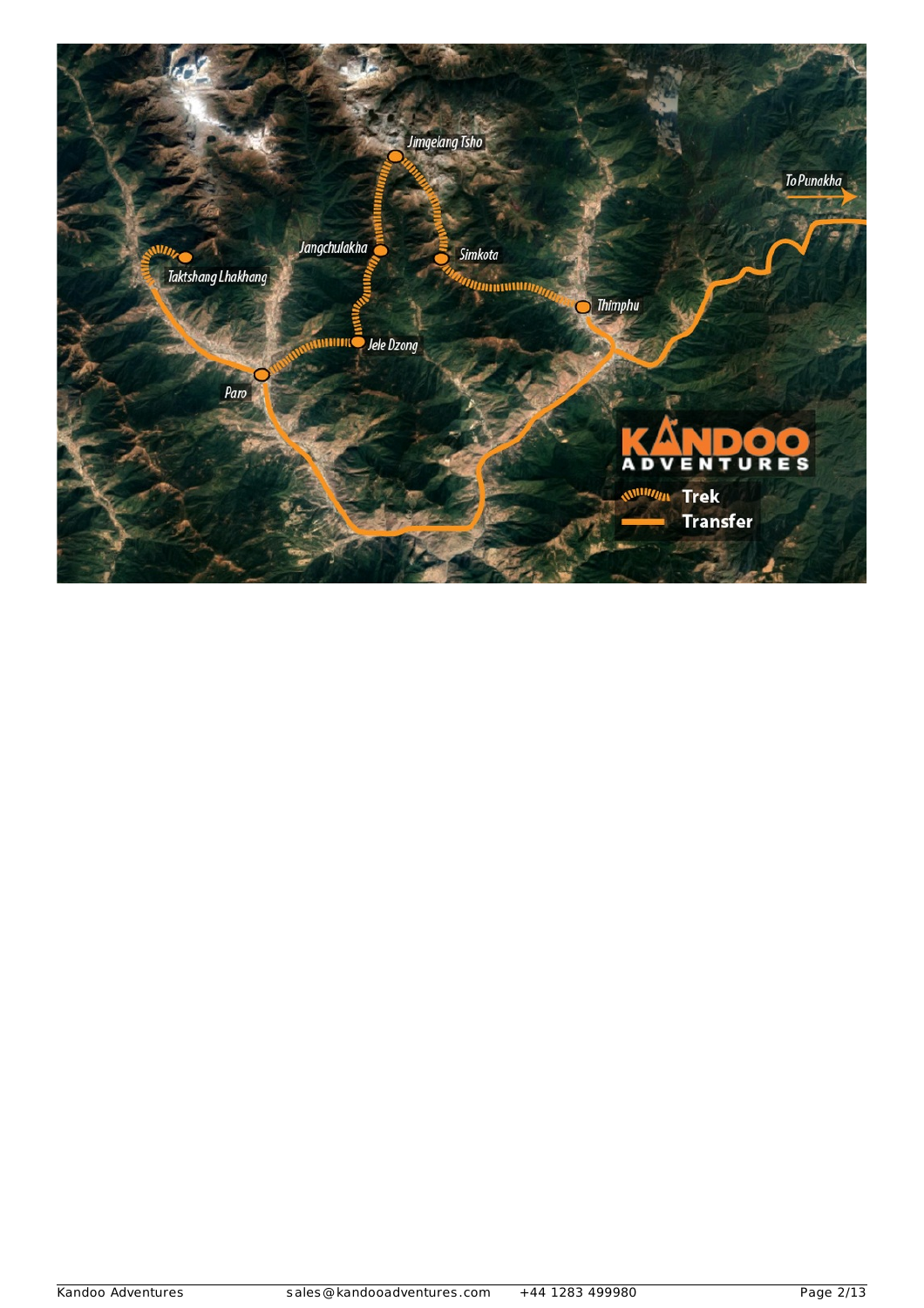Jimgelang Tsho

To Punakha

Jangchulakha

Simkota

Taktshang Lhakhang

Thimphu

Jele Dzong

Paro

KANDOO ADVENTURES

Trek

Transfer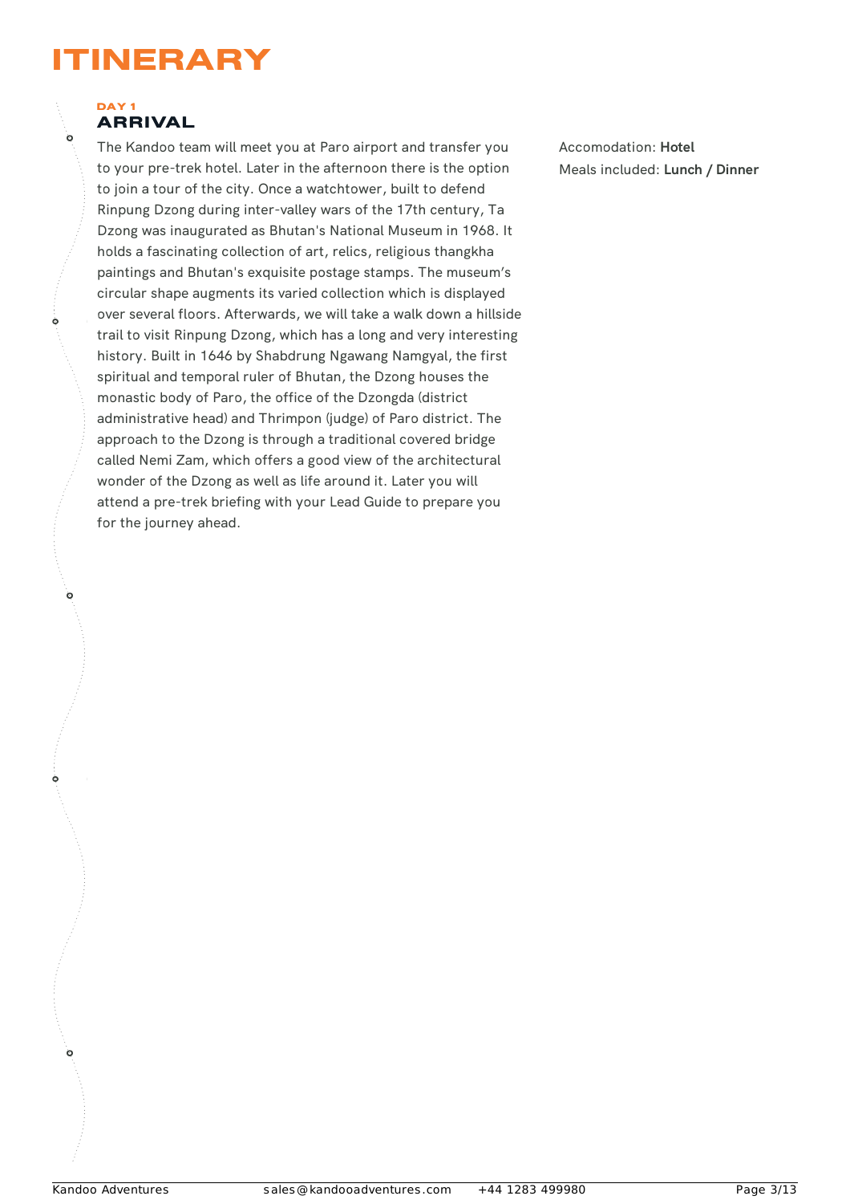# ITINERARY

### DAY 1

## ARRIVAL

The Kandoo team will meet you at Paro airport and transfer you to your pre-trek hotel. Later in the afternoon there is the option to join a tour of the city. Once a watchtower, built to defend Rinpung Dzong during inter-valley wars of the 17th century, Ta Dzong was inaugurated as Bhutan's National Museum in 1968. It holds a fascinating collection of art, relics, religious thangkha paintings and Bhutan's exquisite postage stamps. The museum's circular shape augments its varied collection which is displayed over several floors. Afterwards, we will take a walk down a hillside trail to visit Rinpung Dzong, which has a long and very interesting history. Built in 1646 by Shabdrung Ngawang Namgyal, the first spiritual and temporal ruler of Bhutan, the Dzong houses the monastic body of Paro, the office of the Dzongda (district administrative head) and Thrimpon (judge) of Paro district. The approach to the Dzong is through a traditional covered bridge called Nemi Zam, which offers a good view of the architectural wonder of the Dzong as well as life around it. Later you will attend a pre-trek briefing with your Lead Guide to prepare you for the journey ahead.

Accomodation: **Hotel**
Meals included: **Lunch / Dinner**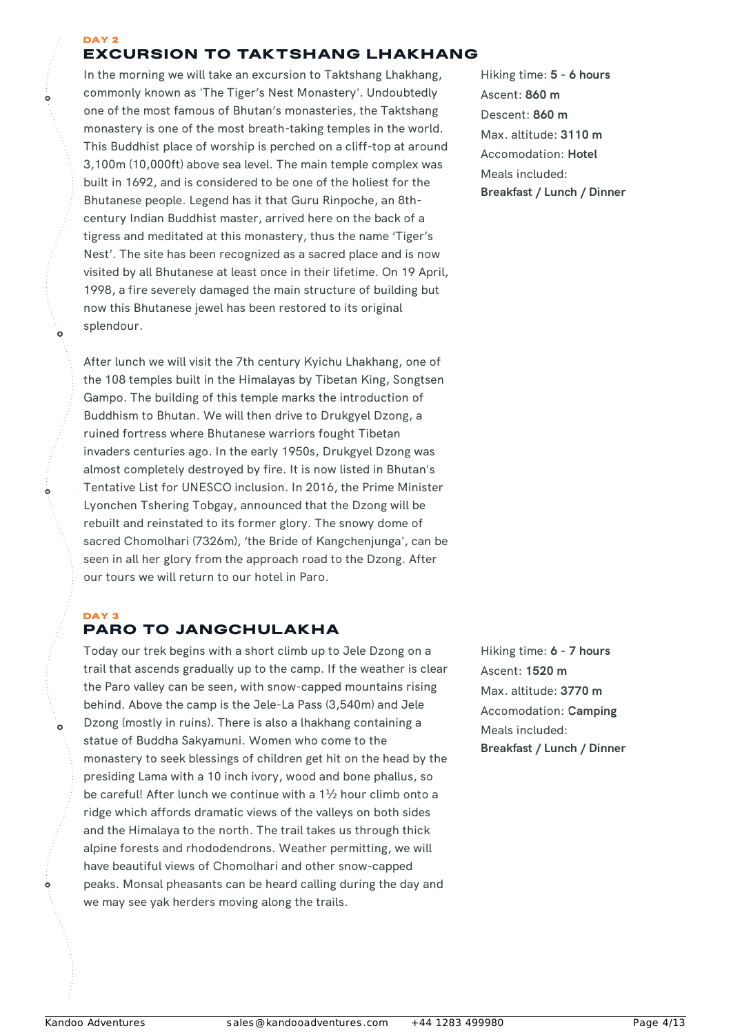DAY 2

## EXCURSION TO TAKTSHANG LHAKHANG

In the morning we will take an excursion to Taktshang Lhakhang, commonly known as 'The Tiger's Nest Monastery'. Undoubtedly one of the most famous of Bhutan's monasteries, the Taktshang monastery is one of the most breath-taking temples in the world. This Buddhist place of worship is perched on a cliff-top at around 3,100m (10,000ft) above sea level. The main temple complex was built in 1692, and is considered to be one of the holiest for the Bhutanese people. Legend has it that Guru Rinpoche, an 8th-century Indian Buddhist master, arrived here on the back of a tigress and meditated at this monastery, thus the name 'Tiger's Nest'. The site has been recognized as a sacred place and is now visited by all Bhutanese at least once in their lifetime. On 19 April, 1998, a fire severely damaged the main structure of building but now this Bhutanese jewel has been restored to its original splendour.

After lunch we will visit the 7th century Kyichu Lhakhang, one of the 108 temples built in the Himalayas by Tibetan King, Songtsen Gampo. The building of this temple marks the introduction of Buddhism to Bhutan. We will then drive to Drukgyel Dzong, a ruined fortress where Bhutanese warriors fought Tibetan invaders centuries ago. In the early 1950s, Drukgyel Dzong was almost completely destroyed by fire. It is now listed in Bhutan's Tentative List for UNESCO inclusion. In 2016, the Prime Minister Lyonchen Tshering Tobgay, announced that the Dzong will be rebuilt and reinstated to its former glory. The snowy dome of sacred Chomolhari (7326m), 'the Bride of Kangchenjunga', can be seen in all her glory from the approach road to the Dzong. After our tours we will return to our hotel in Paro.

Hiking time: **5 - 6 hours**
Ascent: **860 m**
Descent: **860 m**
Max. altitude: **3110 m**
Accomodation: **Hotel**
Meals included:
**Breakfast / Lunch / Dinner**

DAY 3

## PARO TO JANGCHULAKHA

Today our trek begins with a short climb up to Jele Dzong on a trail that ascends gradually up to the camp. If the weather is clear the Paro valley can be seen, with snow-capped mountains rising behind. Above the camp is the Jele-La Pass (3,540m) and Jele Dzong (mostly in ruins). There is also a lhakhang containing a statue of Buddha Sakyamuni. Women who come to the monastery to seek blessings of children get hit on the head by the presiding Lama with a 10 inch ivory, wood and bone phallus, so be careful! After lunch we continue with a 1½ hour climb onto a ridge which affords dramatic views of the valleys on both sides and the Himalaya to the north. The trail takes us through thick alpine forests and rhododendrons. Weather permitting, we will have beautiful views of Chomolhari and other snow-capped peaks. Monsal pheasants can be heard calling during the day and we may see yak herders moving along the trails.

Hiking time: **6 - 7 hours**
Ascent: **1520 m**
Max. altitude: **3770 m**
Accomodation: **Camping**
Meals included:
**Breakfast / Lunch / Dinner**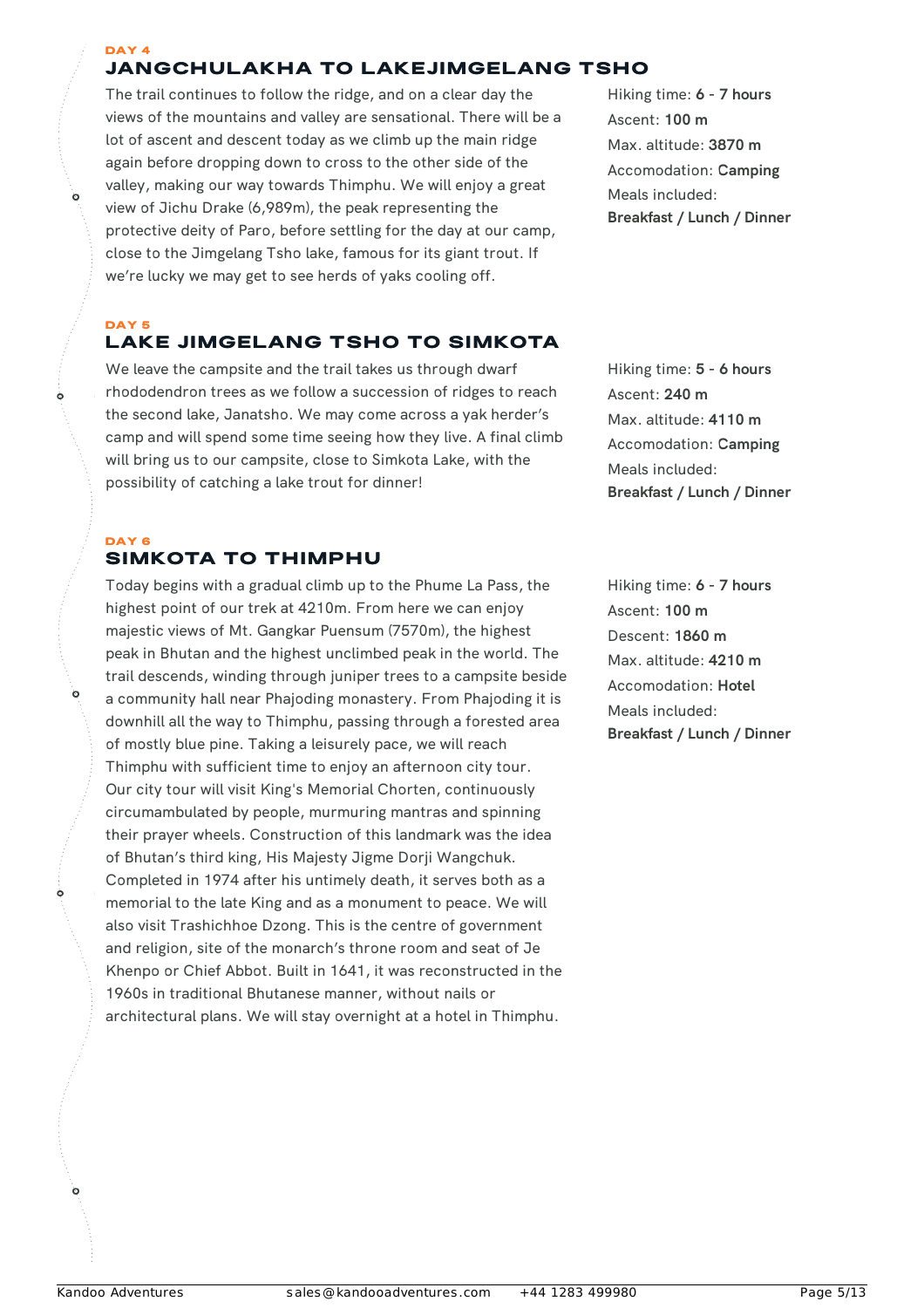DAY 4

## JANGCHULAKHA TO LAKEJIMGELANG TSHO

The trail continues to follow the ridge, and on a clear day the views of the mountains and valley are sensational. There will be a lot of ascent and descent today as we climb up the main ridge again before dropping down to cross to the other side of the valley, making our way towards Thimphu. We will enjoy a great view of Jichu Drake (6,989m), the peak representing the protective deity of Paro, before settling for the day at our camp, close to the Jimgelang Tsho lake, famous for its giant trout. If we're lucky we may get to see herds of yaks cooling off.

Hiking time: **6 - 7 hours**
Ascent: **100 m**
Max. altitude: **3870 m**
Accomodation: **Camping**
Meals included:
**Breakfast / Lunch / Dinner**

DAY 5

## LAKE JIMGELANG TSHO TO SIMKOTA

We leave the campsite and the trail takes us through dwarf rhododendron trees as we follow a succession of ridges to reach the second lake, Janatsho. We may come across a yak herder's camp and will spend some time seeing how they live. A final climb will bring us to our campsite, close to Simkota Lake, with the possibility of catching a lake trout for dinner!

Hiking time: **5 - 6 hours**
Ascent: **240 m**
Max. altitude: **4110 m**
Accomodation: **Camping**
Meals included:
**Breakfast / Lunch / Dinner**

DAY 6

## SIMKOTA TO THIMPHU

Today begins with a gradual climb up to the Phume La Pass, the highest point of our trek at 4210m. From here we can enjoy majestic views of Mt. Gangkar Puensum (7570m), the highest peak in Bhutan and the highest unclimbed peak in the world. The trail descends, winding through juniper trees to a campsite beside a community hall near Phajoding monastery. From Phajoding it is downhill all the way to Thimphu, passing through a forested area of mostly blue pine. Taking a leisurely pace, we will reach Thimphu with sufficient time to enjoy an afternoon city tour. Our city tour will visit King's Memorial Chorten, continuously circumambulated by people, murmuring mantras and spinning their prayer wheels. Construction of this landmark was the idea of Bhutan's third king, His Majesty Jigme Dorji Wangchuk. Completed in 1974 after his untimely death, it serves both as a memorial to the late King and as a monument to peace. We will also visit Trashichhoe Dzong. This is the centre of government and religion, site of the monarch's throne room and seat of Je Khenpo or Chief Abbot. Built in 1641, it was reconstructed in the 1960s in traditional Bhutanese manner, without nails or architectural plans. We will stay overnight at a hotel in Thimphu.

Hiking time: **6 - 7 hours**
Ascent: **100 m**
Descent: **1860 m**
Max. altitude: **4210 m**
Accomodation: **Hotel**
Meals included:
**Breakfast / Lunch / Dinner**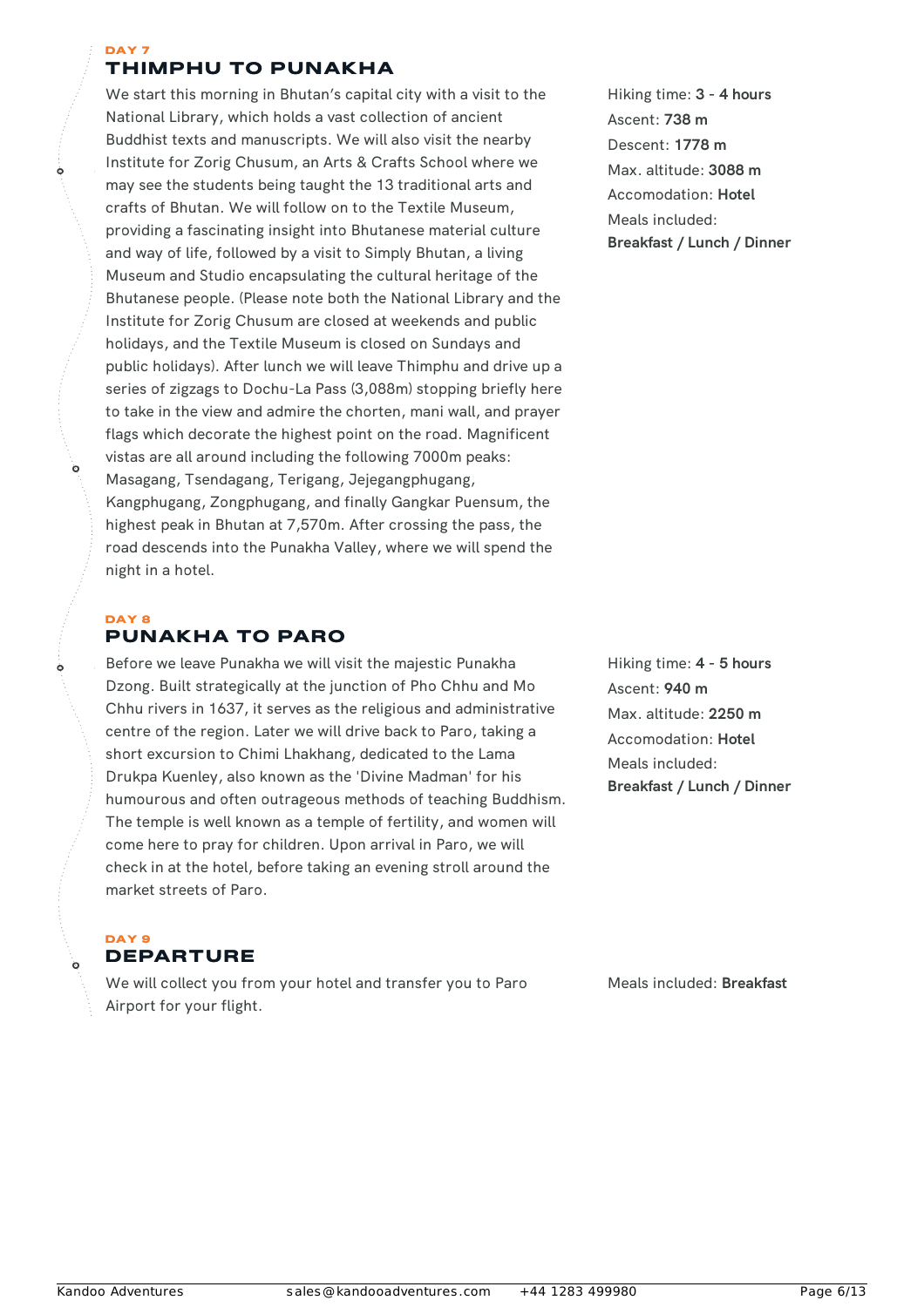DAY 7

## THIMPHU TO PUNAKHA

We start this morning in Bhutan's capital city with a visit to the National Library, which holds a vast collection of ancient Buddhist texts and manuscripts. We will also visit the nearby Institute for Zorig Chusum, an Arts & Crafts School where we may see the students being taught the 13 traditional arts and crafts of Bhutan. We will follow on to the Textile Museum, providing a fascinating insight into Bhutanese material culture and way of life, followed by a visit to Simply Bhutan, a living Museum and Studio encapsulating the cultural heritage of the Bhutanese people. (Please note both the National Library and the Institute for Zorig Chusum are closed at weekends and public holidays, and the Textile Museum is closed on Sundays and public holidays). After lunch we will leave Thimphu and drive up a series of zigzags to Dochu-La Pass (3,088m) stopping briefly here to take in the view and admire the chorten, mani wall, and prayer flags which decorate the highest point on the road. Magnificent vistas are all around including the following 7000m peaks: Masagang, Tsendagang, Terigang, Jejegangphugang, Kangphugang, Zongphugang, and finally Gangkar Puensum, the highest peak in Bhutan at 7,570m. After crossing the pass, the road descends into the Punakha Valley, where we will spend the night in a hotel.

Hiking time: **3 - 4 hours**
Ascent: **738 m**
Descent: **1778 m**
Max. altitude: **3088 m**
Accomodation: **Hotel**
Meals included:
**Breakfast / Lunch / Dinner**

DAY 8

## PUNAKHA TO PARO

Before we leave Punakha we will visit the majestic Punakha Dzong. Built strategically at the junction of Pho Chhu and Mo Chhu rivers in 1637, it serves as the religious and administrative centre of the region. Later we will drive back to Paro, taking a short excursion to Chimi Lhakhang, dedicated to the Lama Drukpa Kuenley, also known as the 'Divine Madman' for his humourous and often outrageous methods of teaching Buddhism. The temple is well known as a temple of fertility, and women will come here to pray for children. Upon arrival in Paro, we will check in at the hotel, before taking an evening stroll around the market streets of Paro.

Hiking time: **4 - 5 hours**
Ascent: **940 m**
Max. altitude: **2250 m**
Accomodation: **Hotel**
Meals included:
**Breakfast / Lunch / Dinner**

DAY 9

## DEPARTURE

We will collect you from your hotel and transfer you to Paro Airport for your flight.

Meals included: **Breakfast**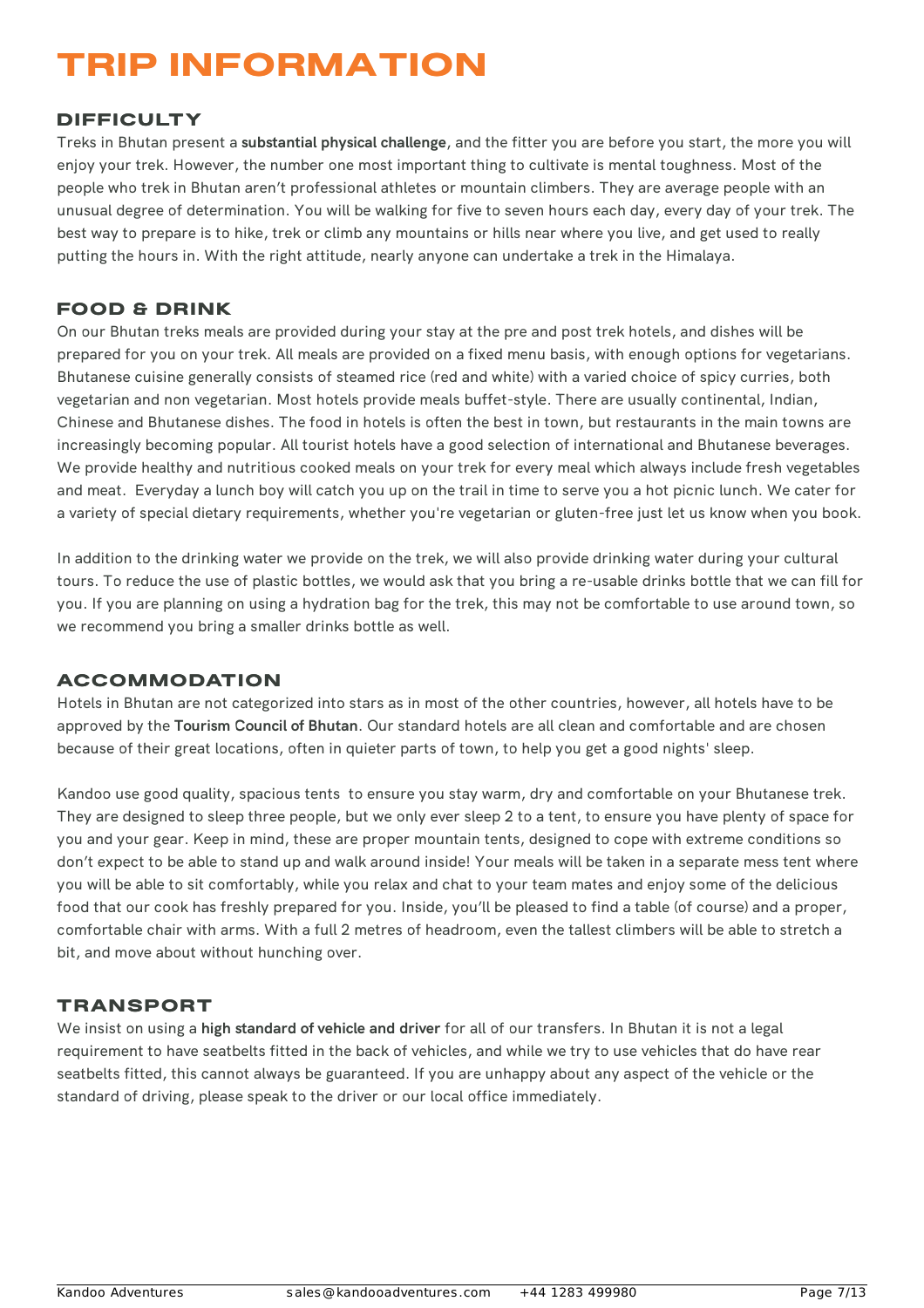# TRIP INFORMATION

## DIFFICULTY

Treks in Bhutan present a **substantial physical challenge**, and the fitter you are before you start, the more you will enjoy your trek. However, the number one most important thing to cultivate is mental toughness. Most of the people who trek in Bhutan aren't professional athletes or mountain climbers. They are average people with an unusual degree of determination. You will be walking for five to seven hours each day, every day of your trek. The best way to prepare is to hike, trek or climb any mountains or hills near where you live, and get used to really putting the hours in. With the right attitude, nearly anyone can undertake a trek in the Himalaya.

## FOOD & DRINK

On our Bhutan treks meals are provided during your stay at the pre and post trek hotels, and dishes will be prepared for you on your trek. All meals are provided on a fixed menu basis, with enough options for vegetarians. Bhutanese cuisine generally consists of steamed rice (red and white) with a varied choice of spicy curries, both vegetarian and non vegetarian. Most hotels provide meals buffet-style. There are usually continental, Indian, Chinese and Bhutanese dishes. The food in hotels is often the best in town, but restaurants in the main towns are increasingly becoming popular. All tourist hotels have a good selection of international and Bhutanese beverages. We provide healthy and nutritious cooked meals on your trek for every meal which always include fresh vegetables and meat. Everyday a lunch boy will catch you up on the trail in time to serve you a hot picnic lunch. We cater for a variety of special dietary requirements, whether you're vegetarian or gluten-free just let us know when you book.

In addition to the drinking water we provide on the trek, we will also provide drinking water during your cultural tours. To reduce the use of plastic bottles, we would ask that you bring a re-usable drinks bottle that we can fill for you. If you are planning on using a hydration bag for the trek, this may not be comfortable to use around town, so we recommend you bring a smaller drinks bottle as well.

## ACCOMMODATION

Hotels in Bhutan are not categorized into stars as in most of the other countries, however, all hotels have to be approved by the **Tourism Council of Bhutan**. Our standard hotels are all clean and comfortable and are chosen because of their great locations, often in quieter parts of town, to help you get a good nights' sleep.

Kandoo use good quality, spacious tents to ensure you stay warm, dry and comfortable on your Bhutanese trek. They are designed to sleep three people, but we only ever sleep 2 to a tent, to ensure you have plenty of space for you and your gear. Keep in mind, these are proper mountain tents, designed to cope with extreme conditions so don't expect to be able to stand up and walk around inside! Your meals will be taken in a separate mess tent where you will be able to sit comfortably, while you relax and chat to your team mates and enjoy some of the delicious food that our cook has freshly prepared for you. Inside, you'll be pleased to find a table (of course) and a proper, comfortable chair with arms. With a full 2 metres of headroom, even the tallest climbers will be able to stretch a bit, and move about without hunching over.

## TRANSPORT

We insist on using a **high standard of vehicle and driver** for all of our transfers. In Bhutan it is not a legal requirement to have seatbelts fitted in the back of vehicles, and while we try to use vehicles that do have rear seatbelts fitted, this cannot always be guaranteed. If you are unhappy about any aspect of the vehicle or the standard of driving, please speak to the driver or our local office immediately.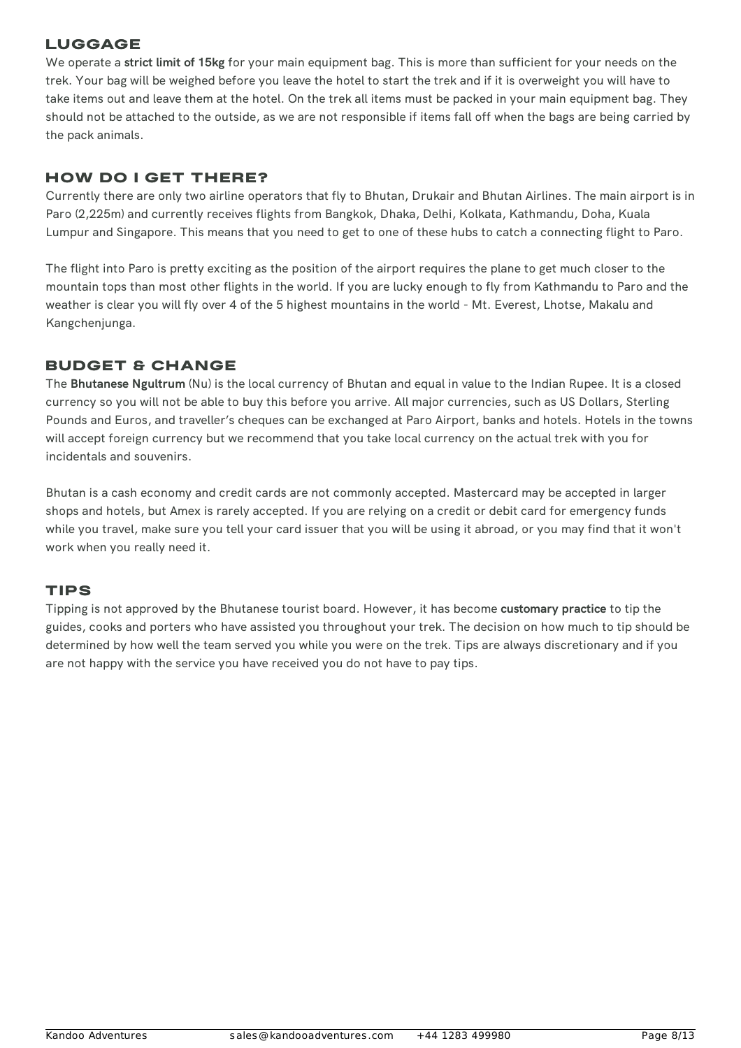## LUGGAGE

We operate a **strict limit of 15kg** for your main equipment bag. This is more than sufficient for your needs on the trek. Your bag will be weighed before you leave the hotel to start the trek and if it is overweight you will have to take items out and leave them at the hotel. On the trek all items must be packed in your main equipment bag. They should not be attached to the outside, as we are not responsible if items fall off when the bags are being carried by the pack animals.

## HOW DO I GET THERE?

Currently there are only two airline operators that fly to Bhutan, Drukair and Bhutan Airlines. The main airport is in Paro (2,225m) and currently receives flights from Bangkok, Dhaka, Delhi, Kolkata, Kathmandu, Doha, Kuala Lumpur and Singapore. This means that you need to get to one of these hubs to catch a connecting flight to Paro.

The flight into Paro is pretty exciting as the position of the airport requires the plane to get much closer to the mountain tops than most other flights in the world. If you are lucky enough to fly from Kathmandu to Paro and the weather is clear you will fly over 4 of the 5 highest mountains in the world - Mt. Everest, Lhotse, Makalu and Kangchenjunga.

## BUDGET & CHANGE

The **Bhutanese Ngultrum** (Nu) is the local currency of Bhutan and equal in value to the Indian Rupee. It is a closed currency so you will not be able to buy this before you arrive. All major currencies, such as US Dollars, Sterling Pounds and Euros, and traveller's cheques can be exchanged at Paro Airport, banks and hotels. Hotels in the towns will accept foreign currency but we recommend that you take local currency on the actual trek with you for incidentals and souvenirs.

Bhutan is a cash economy and credit cards are not commonly accepted. Mastercard may be accepted in larger shops and hotels, but Amex is rarely accepted. If you are relying on a credit or debit card for emergency funds while you travel, make sure you tell your card issuer that you will be using it abroad, or you may find that it won't work when you really need it.

## TIPS

Tipping is not approved by the Bhutanese tourist board. However, it has become **customary practice** to tip the guides, cooks and porters who have assisted you throughout your trek. The decision on how much to tip should be determined by how well the team served you while you were on the trek. Tips are always discretionary and if you are not happy with the service you have received you do not have to pay tips.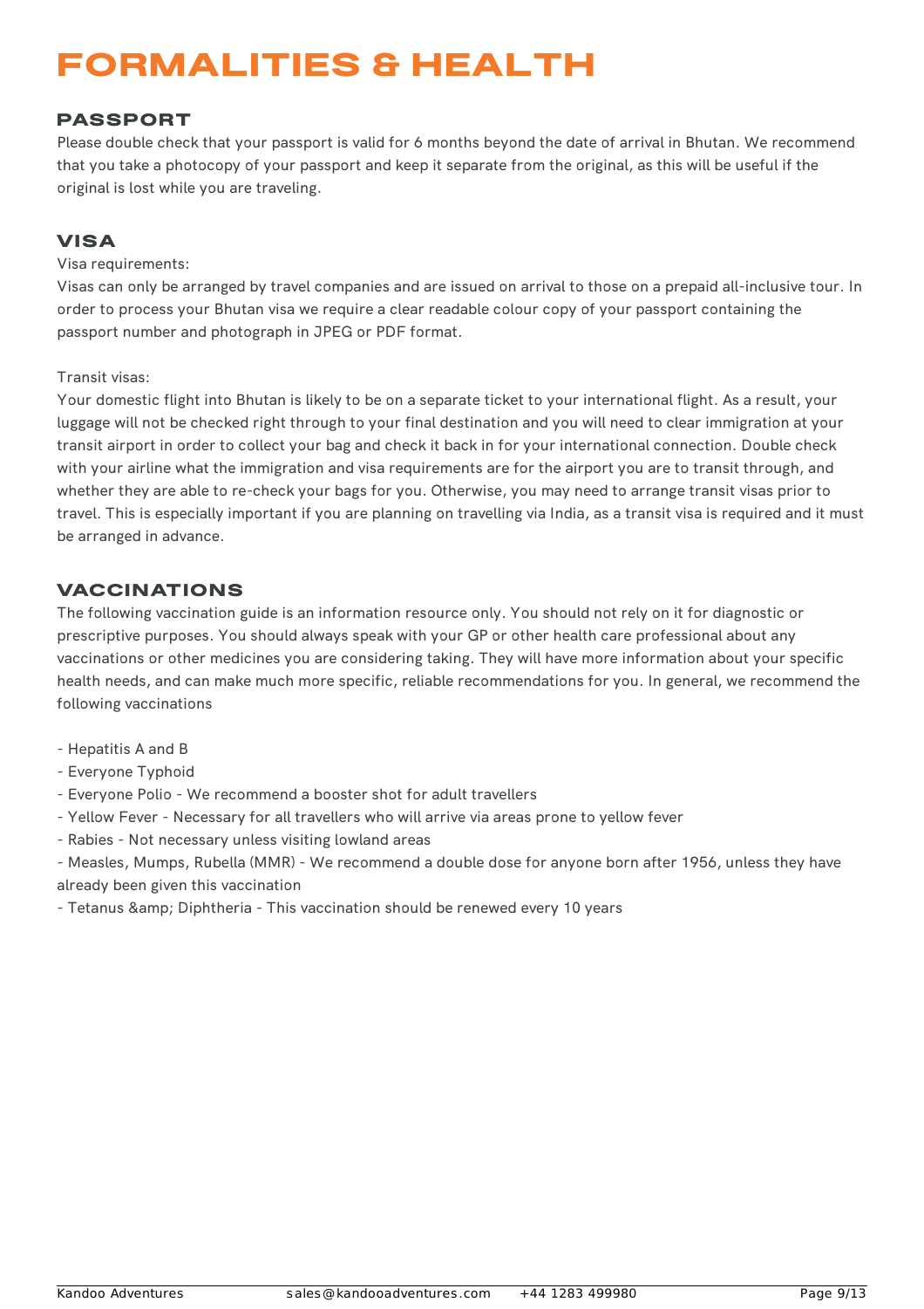# FORMALITIES & HEALTH

## PASSPORT

Please double check that your passport is valid for 6 months beyond the date of arrival in Bhutan. We recommend that you take a photocopy of your passport and keep it separate from the original, as this will be useful if the original is lost while you are traveling.

## VISA

Visa requirements:

Visas can only be arranged by travel companies and are issued on arrival to those on a prepaid all-inclusive tour. In order to process your Bhutan visa we require a clear readable colour copy of your passport containing the passport number and photograph in JPEG or PDF format.

Transit visas:

Your domestic flight into Bhutan is likely to be on a separate ticket to your international flight. As a result, your luggage will not be checked right through to your final destination and you will need to clear immigration at your transit airport in order to collect your bag and check it back in for your international connection. Double check with your airline what the immigration and visa requirements are for the airport you are to transit through, and whether they are able to re-check your bags for you. Otherwise, you may need to arrange transit visas prior to travel. This is especially important if you are planning on travelling via India, as a transit visa is required and it must be arranged in advance.

## VACCINATIONS

The following vaccination guide is an information resource only. You should not rely on it for diagnostic or prescriptive purposes. You should always speak with your GP or other health care professional about any vaccinations or other medicines you are considering taking. They will have more information about your specific health needs, and can make much more specific, reliable recommendations for you. In general, we recommend the following vaccinations

- Hepatitis A and B
- Everyone Typhoid
- Everyone Polio - We recommend a booster shot for adult travellers
- Yellow Fever - Necessary for all travellers who will arrive via areas prone to yellow fever
- Rabies - Not necessary unless visiting lowland areas
- Measles, Mumps, Rubella (MMR) - We recommend a double dose for anyone born after 1956, unless they have already been given this vaccination
- Tetanus &amp; Diphtheria - This vaccination should be renewed every 10 years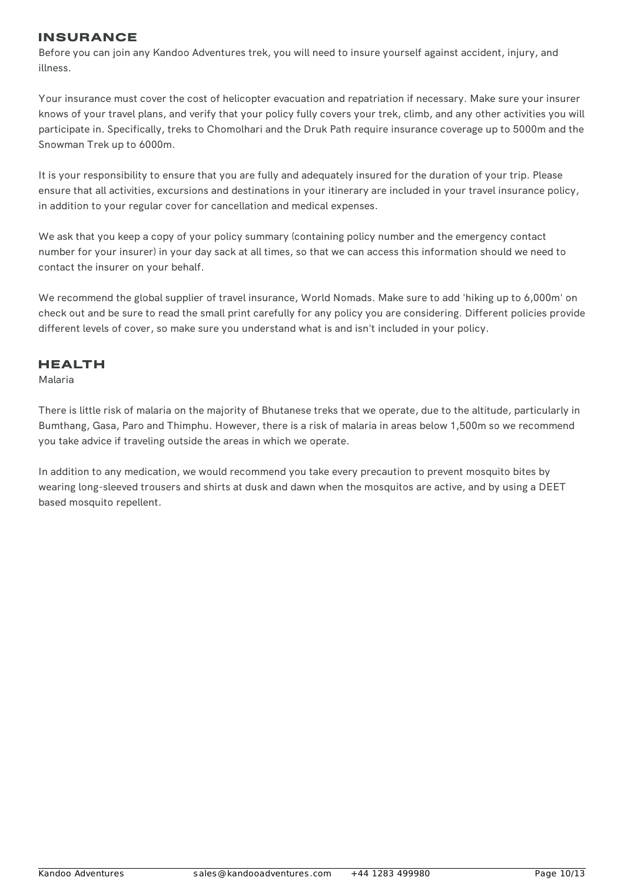## INSURANCE

Before you can join any Kandoo Adventures trek, you will need to insure yourself against accident, injury, and illness.

Your insurance must cover the cost of helicopter evacuation and repatriation if necessary. Make sure your insurer knows of your travel plans, and verify that your policy fully covers your trek, climb, and any other activities you will participate in. Specifically, treks to Chomolhari and the Druk Path require insurance coverage up to 5000m and the Snowman Trek up to 6000m.

It is your responsibility to ensure that you are fully and adequately insured for the duration of your trip. Please ensure that all activities, excursions and destinations in your itinerary are included in your travel insurance policy, in addition to your regular cover for cancellation and medical expenses.

We ask that you keep a copy of your policy summary (containing policy number and the emergency contact number for your insurer) in your day sack at all times, so that we can access this information should we need to contact the insurer on your behalf.

We recommend the global supplier of travel insurance, World Nomads. Make sure to add 'hiking up to 6,000m' on check out and be sure to read the small print carefully for any policy you are considering. Different policies provide different levels of cover, so make sure you understand what is and isn't included in your policy.

## HEALTH

Malaria

There is little risk of malaria on the majority of Bhutanese treks that we operate, due to the altitude, particularly in Bumthang, Gasa, Paro and Thimphu. However, there is a risk of malaria in areas below 1,500m so we recommend you take advice if traveling outside the areas in which we operate.

In addition to any medication, we would recommend you take every precaution to prevent mosquito bites by wearing long-sleeved trousers and shirts at dusk and dawn when the mosquitos are active, and by using a DEET based mosquito repellent.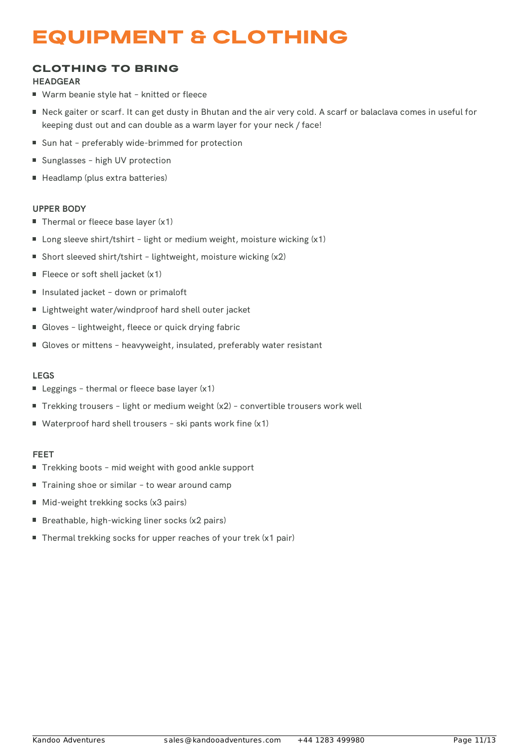# EQUIPMENT & CLOTHING

## CLOTHING TO BRING

### HEADGEAR

- Warm beanie style hat – knitted or fleece
- Neck gaiter or scarf. It can get dusty in Bhutan and the air very cold. A scarf or balaclava comes in useful for keeping dust out and can double as a warm layer for your neck / face!
- Sun hat – preferably wide-brimmed for protection
- Sunglasses – high UV protection
- Headlamp (plus extra batteries)

### UPPER BODY

- Thermal or fleece base layer (x1)
- Long sleeve shirt/tshirt – light or medium weight, moisture wicking (x1)
- Short sleeved shirt/tshirt – lightweight, moisture wicking (x2)
- Fleece or soft shell jacket (x1)
- Insulated jacket – down or primaloft
- Lightweight water/windproof hard shell outer jacket
- Gloves – lightweight, fleece or quick drying fabric
- Gloves or mittens – heavyweight, insulated, preferably water resistant

### LEGS

- Leggings – thermal or fleece base layer (x1)
- Trekking trousers – light or medium weight (x2) – convertible trousers work well
- Waterproof hard shell trousers – ski pants work fine (x1)

### FEET

- Trekking boots – mid weight with good ankle support
- Training shoe or similar – to wear around camp
- Mid-weight trekking socks (x3 pairs)
- Breathable, high-wicking liner socks (x2 pairs)
- Thermal trekking socks for upper reaches of your trek (x1 pair)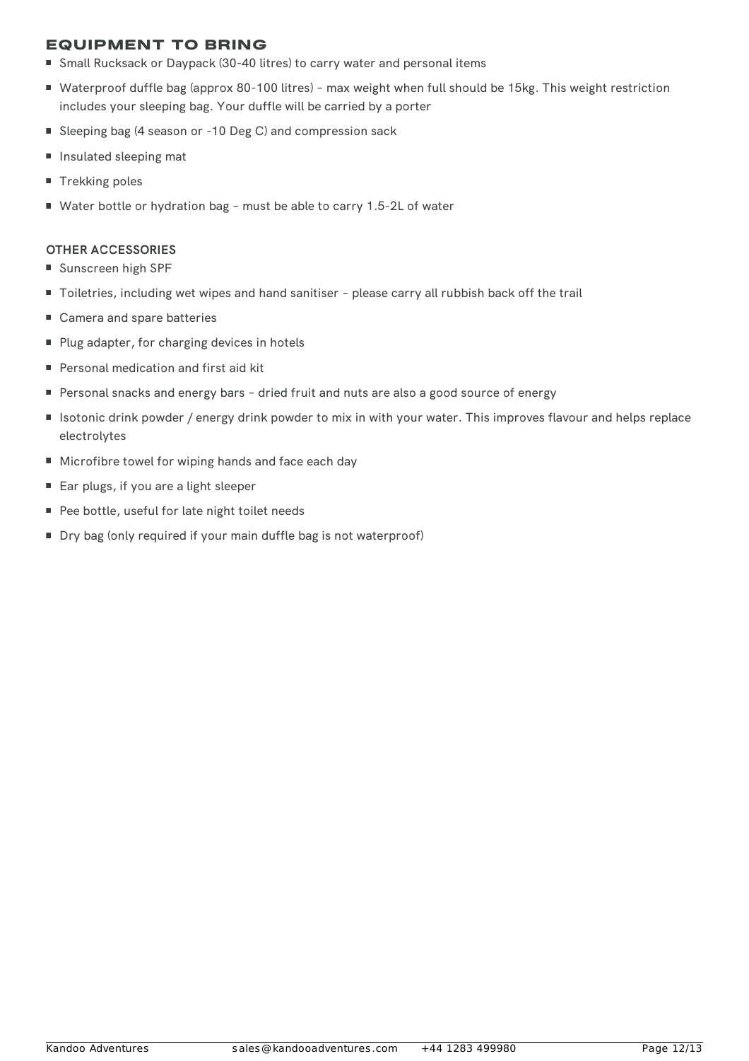## EQUIPMENT TO BRING

- Small Rucksack or Daypack (30-40 litres) to carry water and personal items
- Waterproof duffle bag (approx 80-100 litres) – max weight when full should be 15kg. This weight restriction includes your sleeping bag. Your duffle will be carried by a porter
- Sleeping bag (4 season or -10 Deg C) and compression sack
- Insulated sleeping mat
- Trekking poles
- Water bottle or hydration bag – must be able to carry 1.5-2L of water

### OTHER ACCESSORIES

- Sunscreen high SPF
- Toiletries, including wet wipes and hand sanitiser – please carry all rubbish back off the trail
- Camera and spare batteries
- Plug adapter, for charging devices in hotels
- Personal medication and first aid kit
- Personal snacks and energy bars – dried fruit and nuts are also a good source of energy
- Isotonic drink powder / energy drink powder to mix in with your water. This improves flavour and helps replace electrolytes
- Microfibre towel for wiping hands and face each day
- Ear plugs, if you are a light sleeper
- Pee bottle, useful for late night toilet needs
- Dry bag (only required if your main duffle bag is not waterproof)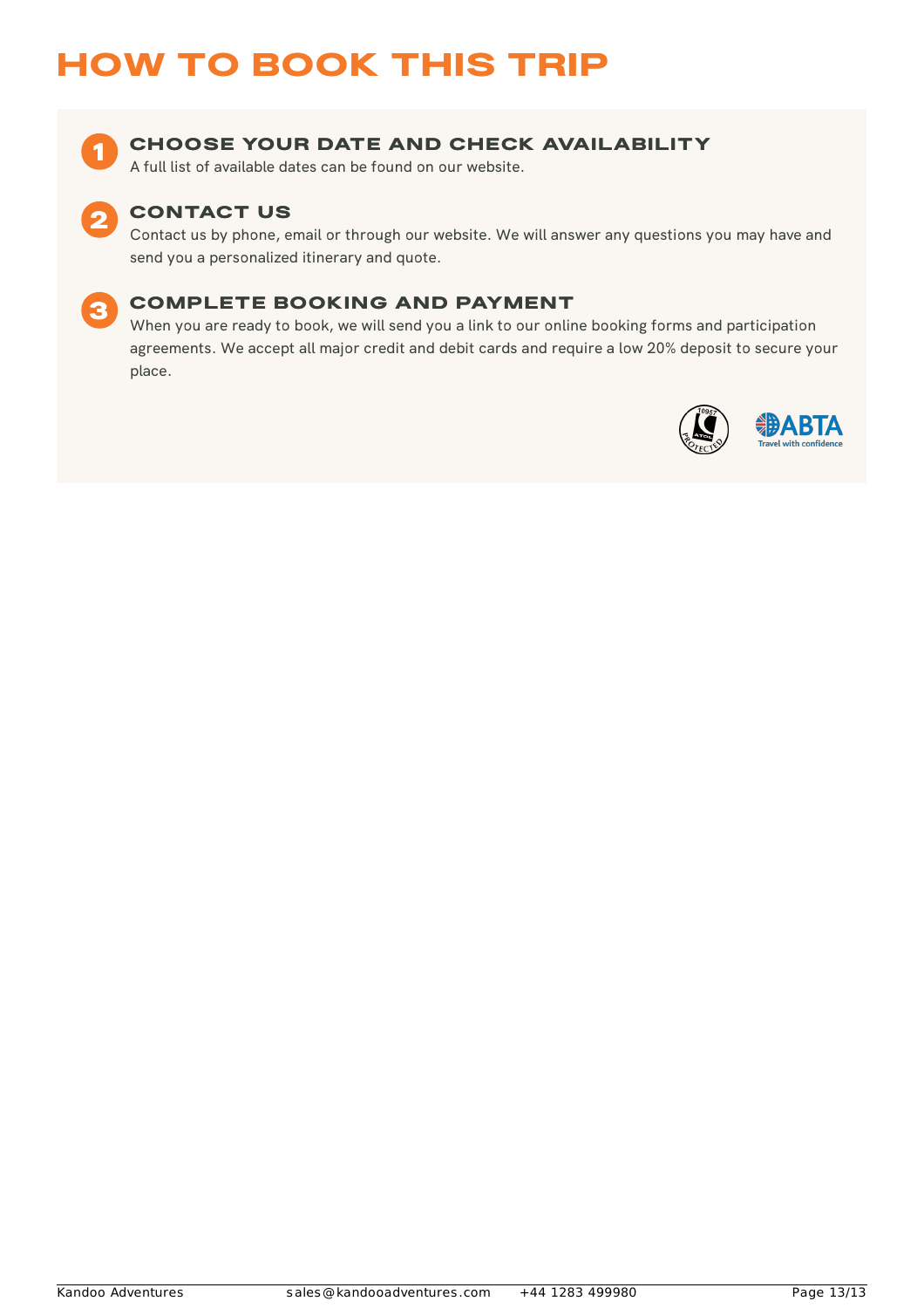# HOW TO BOOK THIS TRIP

## 1. CHOOSE YOUR DATE AND CHECK AVAILABILITY

A full list of available dates can be found on our website.

## 2. CONTACT US

Contact us by phone, email or through our website. We will answer any questions you may have and send you a personalized itinerary and quote.

## 3. COMPLETE BOOKING AND PAYMENT

When you are ready to book, we will send you a link to our online booking forms and participation agreements. We accept all major credit and debit cards and require a low 20% deposit to secure your place.